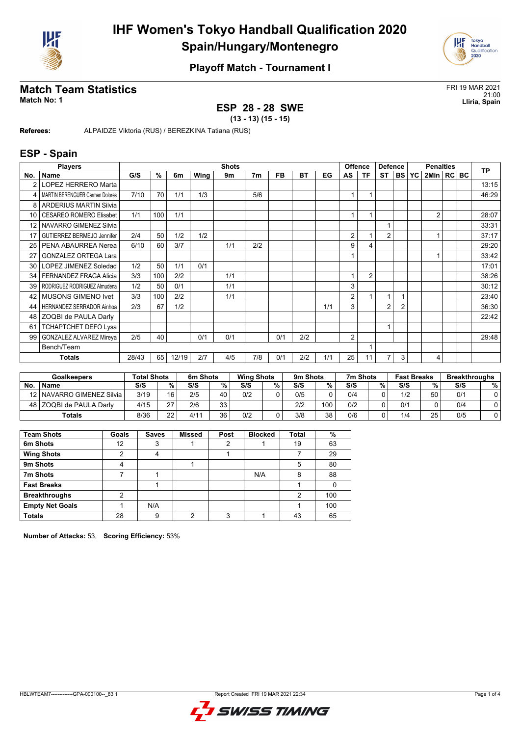# IHF Women's Tokyo Handball Qualification 2020
## Spain/Hungary/Montenegro

### Playoff Match - Tournament I

## Match Team Statistics

**Match No: 1**

FRI 19 MAR 2021
21:00
**Lliria, Spain**

### ESP 28 - 28 SWE
**(13 - 13) (15 - 15)**

**Referees:** ALPAIDZE Viktoria (RUS) / BEREZKINA Tatiana (RUS)

## ESP - Spain

| Players | | Shots | | | | | | | | | Offence | | Defence | | | Penalties | | | TP |
|---|---|---|---|---|---|---|---|---|---|---|---|---|---|---|---|---|---|---|---|
| No. | Name | G/S | % | 6m | Wing | 9m | 7m | FB | BT | EG | AS | TF | ST | BS | YC | 2Min | RC | BC | |
| 2 | LOPEZ HERRERO Marta | | | | | | | | | | | | | | | | | | 13:15 |
| 4 | MARTIN BERENGUER Carmen Dolores | 7/10 | 70 | 1/1 | 1/3 | | 5/6 | | | | 1 | 1 | | | | | | | 46:29 |
| 8 | ARDERIUS MARTIN Silvia | | | | | | | | | | | | | | | | | | |
| 10 | CESAREO ROMERO Elisabet | 1/1 | 100 | 1/1 | | | | | | | 1 | 1 | | | | 2 | | | 28:07 |
| 12 | NAVARRO GIMENEZ Silvia | | | | | | | | | | | | 1 | | | | | | 33:31 |
| 17 | GUTIERREZ BERMEJO Jennifer | 2/4 | 50 | 1/2 | 1/2 | | | | | | 2 | 1 | 2 | | | 1 | | | 37:17 |
| 25 | PENA ABAURREA Nerea | 6/10 | 60 | 3/7 | | 1/1 | 2/2 | | | | 9 | 4 | | | | | | | 29:20 |
| 27 | GONZALEZ ORTEGA Lara | | | | | | | | | | 1 | | | | | 1 | | | 33:42 |
| 30 | LOPEZ JIMENEZ Soledad | 1/2 | 50 | 1/1 | 0/1 | | | | | | | | | | | | | | 17:01 |
| 34 | FERNANDEZ FRAGA Alicia | 3/3 | 100 | 2/2 | | 1/1 | | | | | 1 | 2 | | | | | | | 38:26 |
| 39 | RODRIGUEZ RODRIGUEZ Almudena | 1/2 | 50 | 0/1 | | 1/1 | | | | | 3 | | | | | | | | 30:12 |
| 42 | MUSONS GIMENO Ivet | 3/3 | 100 | 2/2 | | 1/1 | | | | | 2 | 1 | 1 | 1 | | | | | 23:40 |
| 44 | HERNANDEZ SERRADOR Ainhoa | 2/3 | 67 | 1/2 | | | | | | 1/1 | 3 | | 2 | 2 | | | | | 36:30 |
| 48 | ZOQBI de PAULA Darly | | | | | | | | | | | | | | | | | | 22:42 |
| 61 | TCHAPTCHET DEFO Lysa | | | | | | | | | | | | 1 | | | | | | |
| 99 | GONZALEZ ALVAREZ Mireya | 2/5 | 40 | | 0/1 | 0/1 | | 0/1 | 2/2 | | 2 | | | | | | | | 29:48 |
| | Bench/Team | | | | | | | | | | | 1 | | | | | | | |
| | **Totals** | 28/43 | 65 | 12/19 | 2/7 | 4/5 | 7/8 | 0/1 | 2/2 | 1/1 | 25 | 11 | 7 | 3 | | 4 | | | |

| Goalkeepers | | Total Shots | | 6m Shots | | Wing Shots | | 9m Shots | | 7m Shots | | Fast Breaks | | Breakthroughs | |
|---|---|---|---|---|---|---|---|---|---|---|---|---|---|---|---|
| No. | Name | S/S | % | S/S | % | S/S | % | S/S | % | S/S | % | S/S | % | S/S | % |
| 12 | NAVARRO GIMENEZ Silvia | 3/19 | 16 | 2/5 | 40 | 0/2 | 0 | 0/5 | 0 | 0/4 | 0 | 1/2 | 50 | 0/1 | 0 |
| 48 | ZOQBI de PAULA Darly | 4/15 | 27 | 2/6 | 33 | | | 2/2 | 100 | 0/2 | 0 | 0/1 | 0 | 0/4 | 0 |
| | **Totals** | 8/36 | 22 | 4/11 | 36 | 0/2 | 0 | 3/8 | 38 | 0/6 | 0 | 1/4 | 25 | 0/5 | 0 |

| Team Shots | Goals | Saves | Missed | Post | Blocked | Total | % |
|---|---|---|---|---|---|---|---|
| 6m Shots | 12 | 3 | 1 | 2 | 1 | 19 | 63 |
| Wing Shots | 2 | 4 | | 1 | | 7 | 29 |
| 9m Shots | 4 | | 1 | | | 5 | 80 |
| 7m Shots | 7 | 1 | | | N/A | 8 | 88 |
| Fast Breaks | | 1 | | | | 1 | 0 |
| Breakthroughs | 2 | | | | | 2 | 100 |
| Empty Net Goals | 1 | N/A | | | | 1 | 100 |
| **Totals** | 28 | 9 | 2 | 3 | 1 | 43 | 65 |

**Number of Attacks:** 53, **Scoring Efficiency:** 53%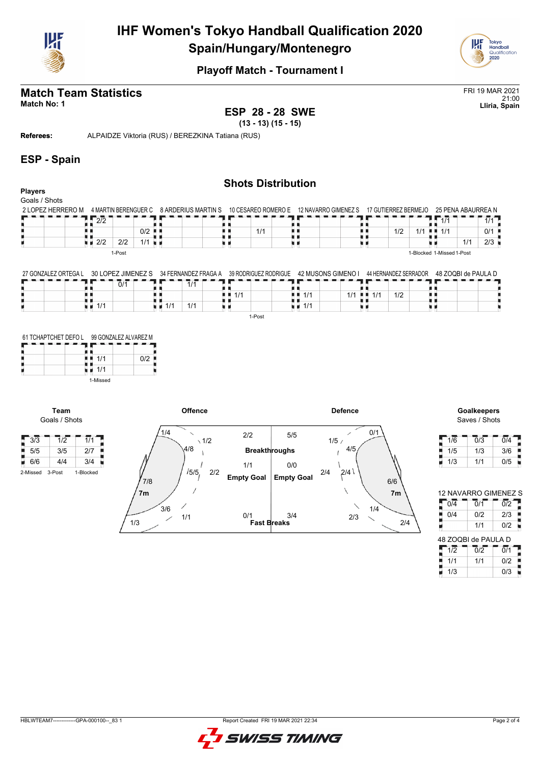# IHF Women's Tokyo Handball Qualification 2020
## Spain/Hungary/Montenegro

### Playoff Match - Tournament I

## Match Team Statistics

**Match No: 1**

FRI 19 MAR 2021
21:00
**Lliria, Spain**

**ESP 28 - 28 SWE**
**(13 - 13) (15 - 15)**

**Referees:** ALPAIDZE Viktoria (RUS) / BEREZKINA Tatiana (RUS)

## ESP - Spain

### Shots Distribution

**Players**
Goals / Shots

**2 LOPEZ HERRERO M**

| | | |
|---|---|---|
| | | |
| | | |
| | | |

**4 MARTIN BERENGUER C**

| | | |
|---|---|---|
| 2/2 | | |
| | | 0/2 |
| 2/2 | 2/2 | 1/1 |

1-Post

**8 ARDERIUS MARTIN S**

| | | |
|---|---|---|
| | | |
| | | |
| | | |

**10 CESAREO ROMERO E**

| | | |
|---|---|---|
| | | |
| | 1/1 | |
| | | |

**12 NAVARRO GIMENEZ S**

| | | |
|---|---|---|
| | | |
| | | |
| | | |

**17 GUTIERREZ BERMEJO**

| | | |
|---|---|---|
| | | |
| | 1/2 | 1/1 |
| | | |

**25 PENA ABAURREA N**

| | | |
|---|---|---|
| 1/1 | | 1/1 |
| 1/1 | | 0/1 |
| | 1/1 | 2/3 |

1-Blocked 1-Missed 1-Post

**27 GONZALEZ ORTEGA L**

| | | |
|---|---|---|
| | | |
| | | |
| | | |

**30 LOPEZ JIMENEZ S**

| | | |
|---|---|---|
| | 0/1 | |
| | | |
| 1/1 | | |

**34 FERNANDEZ FRAGA A**

| | | |
|---|---|---|
| | 1/1 | |
| | | |
| 1/1 | 1/1 | |

**39 RODRIGUEZ RODRIGUE**

| | | |
|---|---|---|
| | | |
| 1/1 | | |
| | | |

1-Post

**42 MUSONS GIMENO I**

| | | |
|---|---|---|
| | | |
| 1/1 | | 1/1 |
| 1/1 | | |

**44 HERNANDEZ SERRADOR**

| | | |
|---|---|---|
| | | |
| 1/1 | 1/2 | |
| | | |

**48 ZOQBI de PAULA D**

| | | |
|---|---|---|
| | | |
| | | |
| | | |

**61 TCHAPTCHET DEFO L**

| | | |
|---|---|---|
| | | |
| | | |
| | | |

**99 GONZALEZ ALVAREZ M**

| | | |
|---|---|---|
| | | |
| 1/1 | | 0/2 |
| 1/1 | | |

1-Missed

**Team**
Goals / Shots

| | | |
|---|---|---|
| 3/3 | 1/2 | 1/1 |
| 5/5 | 3/5 | 2/7 |
| 6/6 | 4/4 | 3/4 |

2-Missed 3-Post 1-Blocked

**Offence**

| Area | Goals / Shots |
|---|---|
| Left wing | 1/4 |
| Left 9m | 4/8 |
| Centre 9m | 1/2 |
| Left 6m | 5/5 |
| Centre 6m | 2/2 |
| 7m | 7/8 |
| Right 9m | 1/1 |
| Right wing | 3/6 |
| Far | 1/3 |
| Breakthroughs | 2/2 |
| Empty Goal | 1/1 |
| Fast Breaks | 0/1 |

**Defence**

| Area | Goals / Shots |
|---|---|
| Breakthroughs | 5/5 |
| Empty Goal | 0/0 |
| Fast Breaks | 3/4 |
| Left 9m | 1/5 |
| Far | 0/1 |
| Right 9m | 4/5 |
| Centre 6m | 2/4 |
| Right 6m | 2/4 |
| 7m | 6/6 |
| Left wing | 2/3 |
| Right wing | 1/4 |
| Far right | 2/4 |

**Goalkeepers**
Saves / Shots

| | | |
|---|---|---|
| 1/6 | 0/3 | 0/4 |
| 1/5 | 1/3 | 3/6 |
| 1/3 | 1/1 | 0/5 |

**12 NAVARRO GIMENEZ S**

| | | |
|---|---|---|
| 0/4 | 0/1 | 0/2 |
| 0/4 | 0/2 | 2/3 |
| | 1/1 | 0/2 |

**48 ZOQBI de PAULA D**

| | | |
|---|---|---|
| 1/2 | 0/2 | 0/1 |
| 1/1 | 1/1 | 0/2 |
| 1/3 | | 0/3 |

HBLWTEAM7-------------GPA-000100--_83 1 Report Created FRI 19 MAR 2021 22:34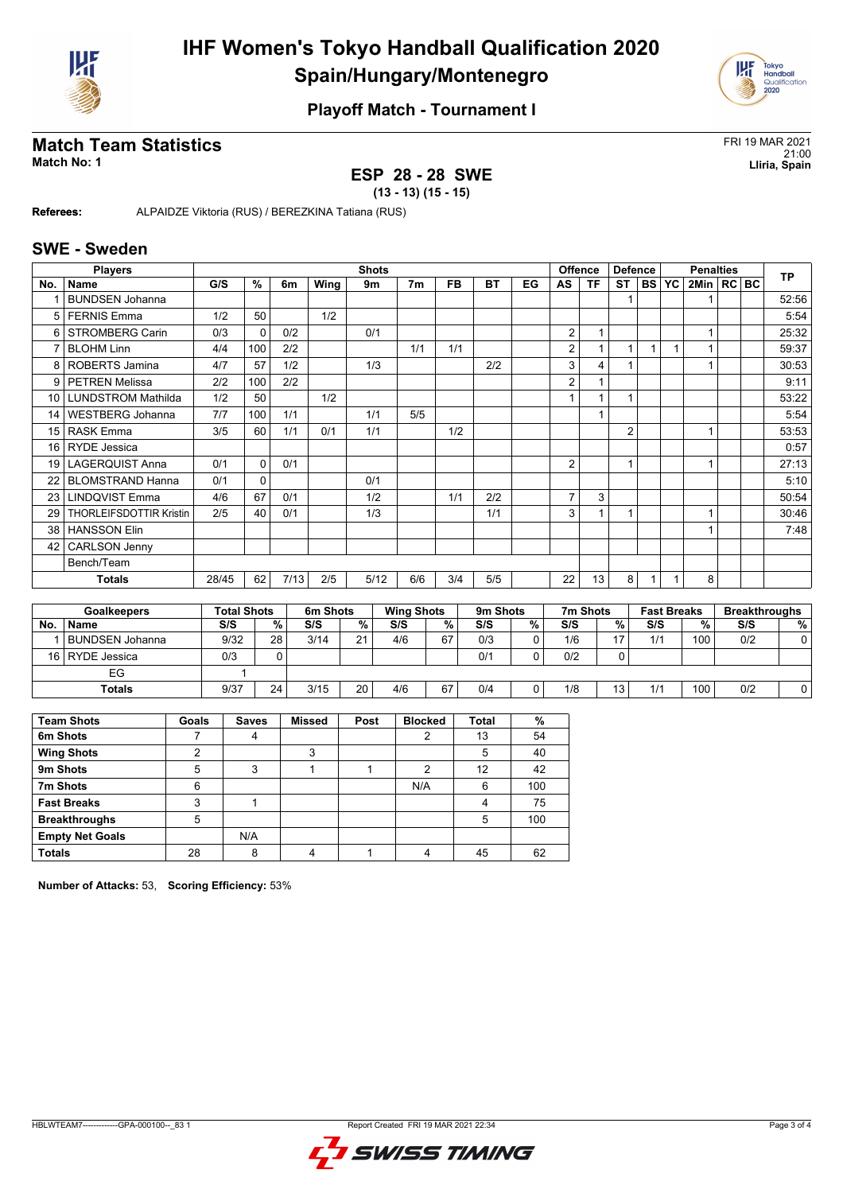# IHF Women's Tokyo Handball Qualification 2020
## Spain/Hungary/Montenegro

### Playoff Match - Tournament I

## Match Team Statistics

**Match No: 1**

FRI 19 MAR 2021
21:00
**Lliria, Spain**

### ESP 28 - 28 SWE

**(13 - 13) (15 - 15)**

**Referees:** ALPAIDZE Viktoria (RUS) / BEREZKINA Tatiana (RUS)

## SWE - Sweden

| Players | | Shots | | | | | | | | | Offence | | Defence | | | Penalties | | | TP |
|---|---|---|---|---|---|---|---|---|---|---|---|---|---|---|---|---|---|---|---|
| No. | Name | G/S | % | 6m | Wing | 9m | 7m | FB | BT | EG | AS | TF | ST | BS | YC | 2Min | RC | BC | |
| 1 | BUNDSEN Johanna | | | | | | | | | | | | 1 | | | 1 | | | 52:56 |
| 5 | FERNIS Emma | 1/2 | 50 | | 1/2 | | | | | | | | | | | | | | 5:54 |
| 6 | STROMBERG Carin | 0/3 | 0 | 0/2 | | 0/1 | | | | | 2 | 1 | | | | 1 | | | 25:32 |
| 7 | BLOHM Linn | 4/4 | 100 | 2/2 | | | 1/1 | 1/1 | | | 2 | 1 | 1 | 1 | 1 | 1 | | | 59:37 |
| 8 | ROBERTS Jamina | 4/7 | 57 | 1/2 | | 1/3 | | | 2/2 | | 3 | 4 | 1 | | | 1 | | | 30:53 |
| 9 | PETREN Melissa | 2/2 | 100 | 2/2 | | | | | | | 2 | 1 | | | | | | | 9:11 |
| 10 | LUNDSTROM Mathilda | 1/2 | 50 | | 1/2 | | | | | | 1 | 1 | 1 | | | | | | 53:22 |
| 14 | WESTBERG Johanna | 7/7 | 100 | 1/1 | | 1/1 | 5/5 | | | | | 1 | | | | | | | 5:54 |
| 15 | RASK Emma | 3/5 | 60 | 1/1 | 0/1 | 1/1 | | 1/2 | | | | | 2 | | | 1 | | | 53:53 |
| 16 | RYDE Jessica | | | | | | | | | | | | | | | | | | 0:57 |
| 19 | LAGERQUIST Anna | 0/1 | 0 | 0/1 | | | | | | | 2 | | 1 | | | 1 | | | 27:13 |
| 22 | BLOMSTRAND Hanna | 0/1 | 0 | | | 0/1 | | | | | | | | | | | | | 5:10 |
| 23 | LINDQVIST Emma | 4/6 | 67 | 0/1 | | 1/2 | | 1/1 | 2/2 | | 7 | 3 | | | | | | | 50:54 |
| 29 | THORLEIFSDOTTIR Kristin | 2/5 | 40 | 0/1 | | 1/3 | | | 1/1 | | 3 | 1 | 1 | | | 1 | | | 30:46 |
| 38 | HANSSON Elin | | | | | | | | | | | | | | | 1 | | | 7:48 |
| 42 | CARLSON Jenny | | | | | | | | | | | | | | | | | | |
| | Bench/Team | | | | | | | | | | | | | | | | | | |
| | **Totals** | 28/45 | 62 | 7/13 | 2/5 | 5/12 | 6/6 | 3/4 | 5/5 | | 22 | 13 | 8 | 1 | 1 | 8 | | | |

| Goalkeepers | | Total Shots | | 6m Shots | | Wing Shots | | 9m Shots | | 7m Shots | | Fast Breaks | | Breakthroughs | |
|---|---|---|---|---|---|---|---|---|---|---|---|---|---|---|---|
| No. | Name | S/S | % | S/S | % | S/S | % | S/S | % | S/S | % | S/S | % | S/S | % |
| 1 | BUNDSEN Johanna | 9/32 | 28 | 3/14 | 21 | 4/6 | 67 | 0/3 | 0 | 1/6 | 17 | 1/1 | 100 | 0/2 | 0 |
| 16 | RYDE Jessica | 0/3 | 0 | | | | | 0/1 | 0 | 0/2 | 0 | | | | |
| | EG | 1 | | | | | | | | | | | | | |
| | **Totals** | 9/37 | 24 | 3/15 | 20 | 4/6 | 67 | 0/4 | 0 | 1/8 | 13 | 1/1 | 100 | 0/2 | 0 |

| Team Shots | Goals | Saves | Missed | Post | Blocked | Total | % |
|---|---|---|---|---|---|---|---|
| 6m Shots | 7 | 4 | | | 2 | 13 | 54 |
| Wing Shots | 2 | | 3 | | | 5 | 40 |
| 9m Shots | 5 | 3 | 1 | 1 | 2 | 12 | 42 |
| 7m Shots | 6 | | | | N/A | 6 | 100 |
| Fast Breaks | 3 | 1 | | | | 4 | 75 |
| Breakthroughs | 5 | | | | | 5 | 100 |
| Empty Net Goals | | N/A | | | | | |
| **Totals** | 28 | 8 | 4 | 1 | 4 | 45 | 62 |

**Number of Attacks:** 53, **Scoring Efficiency:** 53%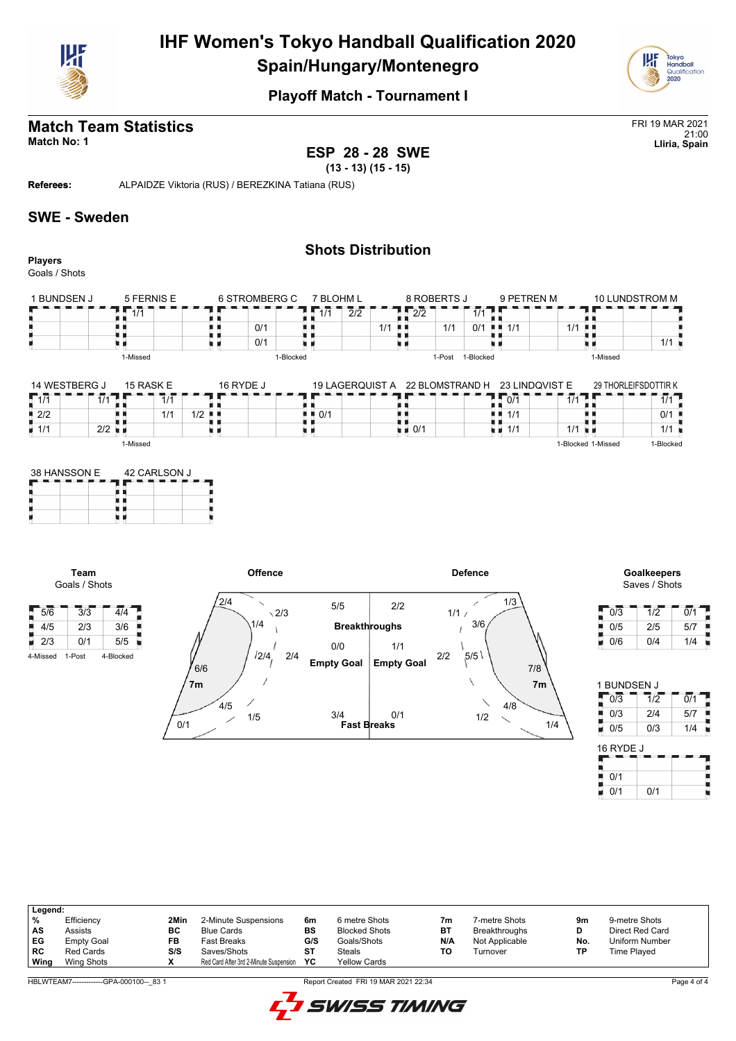# IHF Women's Tokyo Handball Qualification 2020
## Spain/Hungary/Montenegro

### Playoff Match - Tournament I

## Match Team Statistics

**Match No: 1**

FRI 19 MAR 2021
21:00
**Lliria, Spain**

**ESP 28 - 28 SWE**
**(13 - 13) (15 - 15)**

**Referees:** ALPAIDZE Viktoria (RUS) / BEREZKINA Tatiana (RUS)

## SWE - Sweden

### Shots Distribution

**Players**
Goals / Shots

1 BUNDSEN J

5 FERNIS E
1/1
1-Missed

6 STROMBERG C
0/1
0/1
1-Blocked

7 BLOHM L
1/1 2/2
1/1

8 ROBERTS J
2/2 1/1
1/1 0/1
1-Post 1-Blocked

9 PETREN M
1/1 1/1

10 LUNDSTROM M
1/1
1-Missed

14 WESTBERG J
1/1 1/1
2/2
1/1 2/2

15 RASK E
1/1
1/1 1/2
1-Missed

16 RYDE J

19 LAGERQUIST A
0/1

22 BLOMSTRAND H
0/1

23 LINDQVIST E
0/1 1/1
1/1
1/1 1/1
1-Blocked 1-Missed

29 THORLEIFSDOTTIR K
1/1
0/1
1/1
1-Blocked

38 HANSSON E

42 CARLSON J

**Team**
Goals / Shots

| | | |
|---|---|---|
| 5/6 | 3/3 | 4/4 |
| 4/5 | 2/3 | 3/6 |
| 2/3 | 0/1 | 5/5 |

4-Missed 1-Post 4-Blocked

**Offence**

2/4
2/3
1/4
2/4
2/4
6/6
7m
4/5
1/5
0/1

5/5 Breakthroughs 2/2
0/0 Empty Goal 1/1
3/4 Fast Breaks 0/1

**Defence**

1/1
1/3
3/6
2/2
5/5
7/8
7m
4/8
1/2
1/4

**Goalkeepers**
Saves / Shots

| | | |
|---|---|---|
| 0/3 | 1/2 | 0/1 |
| 0/5 | 2/5 | 5/7 |
| 0/6 | 0/4 | 1/4 |

1 BUNDSEN J

| | | |
|---|---|---|
| 0/3 | 1/2 | 0/1 |
| 0/3 | 2/4 | 5/7 |
| 0/5 | 0/3 | 1/4 |

16 RYDE J

| | | |
|---|---|---|
| | | |
| 0/1 | | |
| 0/1 | 0/1 | |

| Legend: | | | | | | | | | | | |
|---|---|---|---|---|---|---|---|---|---|---|---|
| % | Efficiency | 2Min | 2-Minute Suspensions | 6m | 6 metre Shots | 7m | 7-metre Shots | 9m | 9-metre Shots |
| AS | Assists | BC | Blue Cards | BS | Blocked Shots | BT | Breakthroughs | D | Direct Red Card |
| EG | Empty Goal | FB | Fast Breaks | G/S | Goals/Shots | N/A | Not Applicable | No. | Uniform Number |
| RC | Red Cards | S/S | Saves/Shots | ST | Steals | TO | Turnover | TP | Time Played |
| Wing | Wing Shots | X | Red Card After 3rd 2-Minute Suspension | YC | Yellow Cards | | | | |

HBLWTEAM7--------------GPA-000100--_83 1 Report Created FRI 19 MAR 2021 22:34